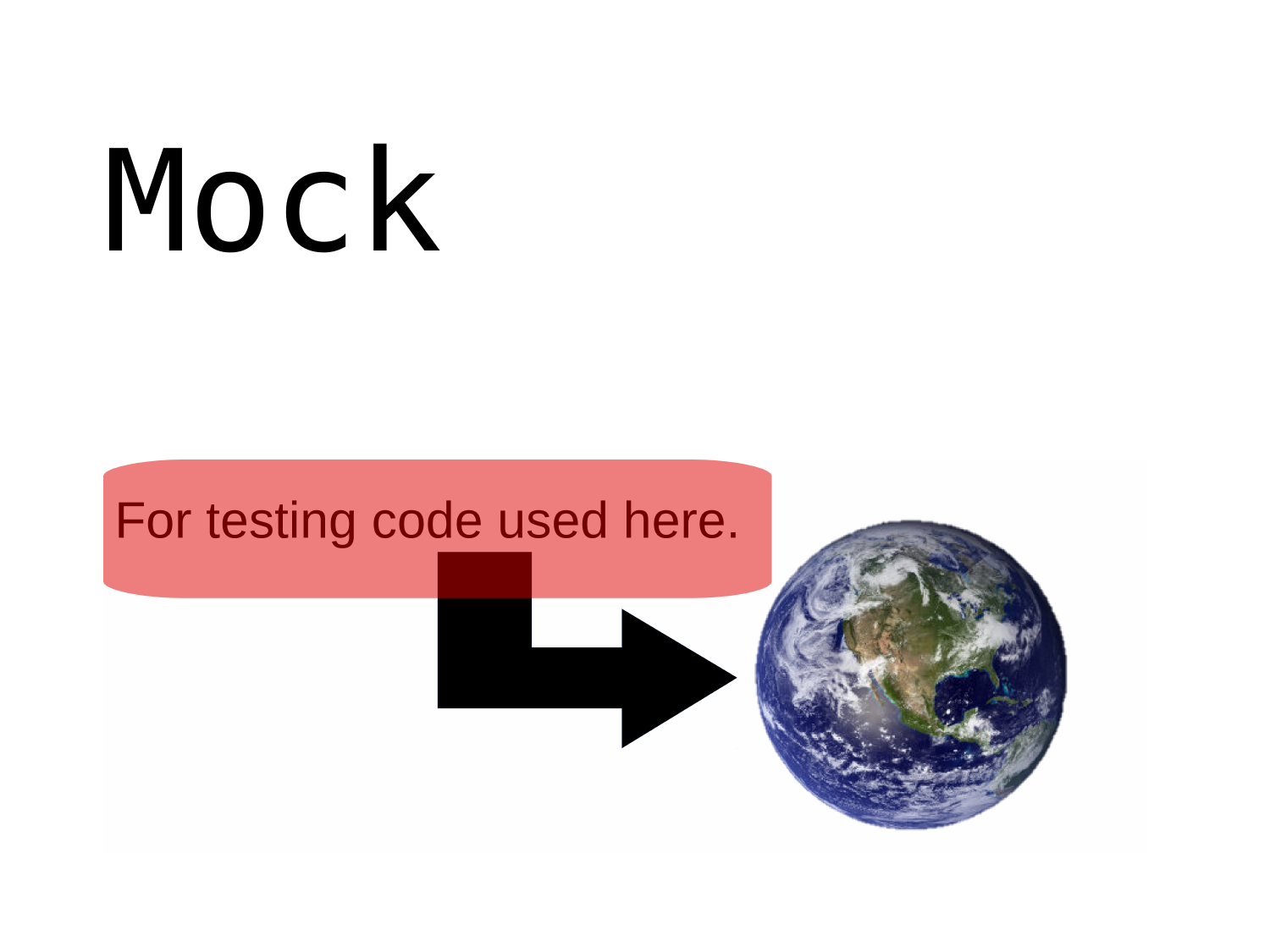# Mock

For testing code used here.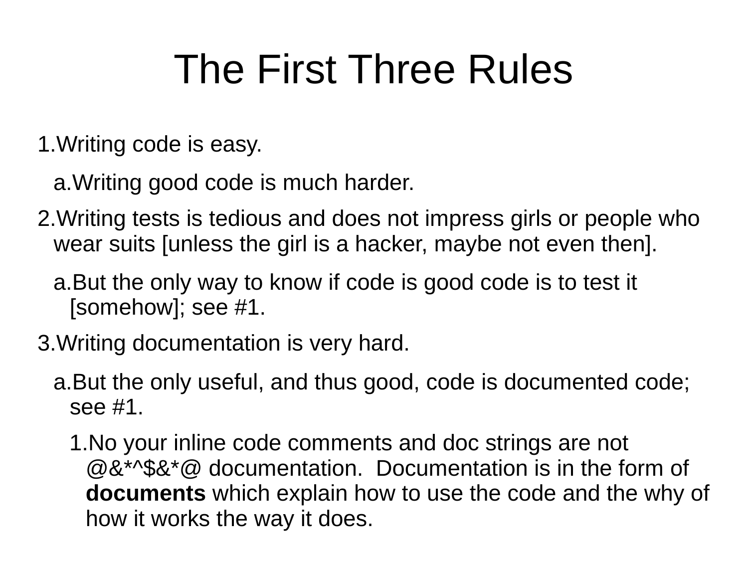# The First Three Rules

1. Writing code is easy.
   a. Writing good code is much harder.
2. Writing tests is tedious and does not impress girls or people who wear suits [unless the girl is a hacker, maybe not even then].
   a. But the only way to know if code is good code is to test it [somehow]; see #1.
3. Writing documentation is very hard.
   a. But the only useful, and thus good, code is documented code; see #1.
      1. No your inline code comments and doc strings are not @&*^$&*@ documentation. Documentation is in the form of **documents** which explain how to use the code and the why of how it works the way it does.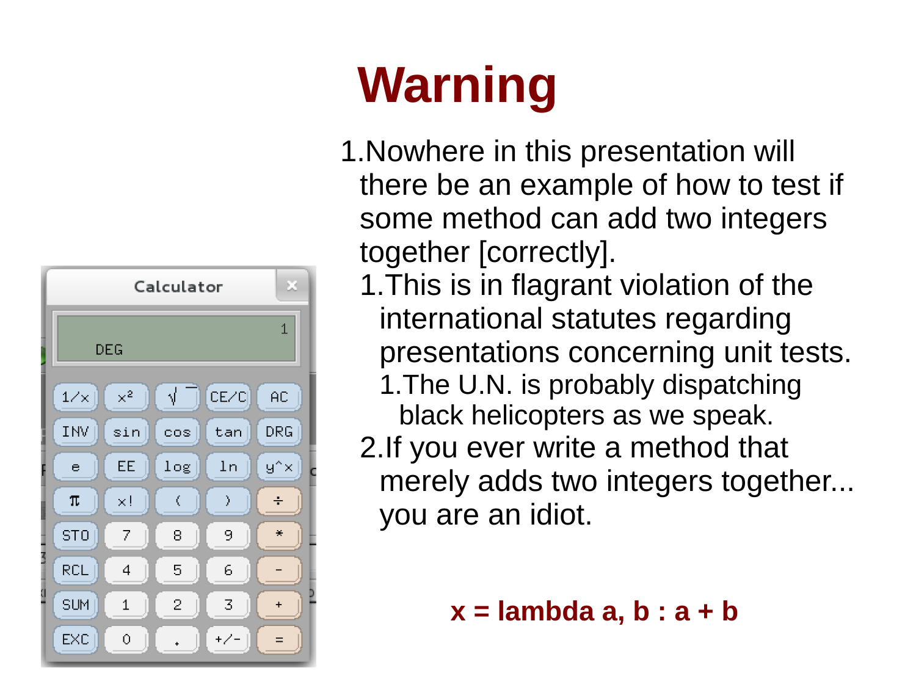# Warning

1. Nowhere in this presentation will there be an example of how to test if some method can add two integers together [correctly].
   1. This is in flagrant violation of the international statutes regarding presentations concerning unit tests.
      1. The U.N. is probably dispatching black helicopters as we speak.
   2. If you ever write a method that merely adds two integers together... you are an idiot.

**x = lambda a, b : a + b**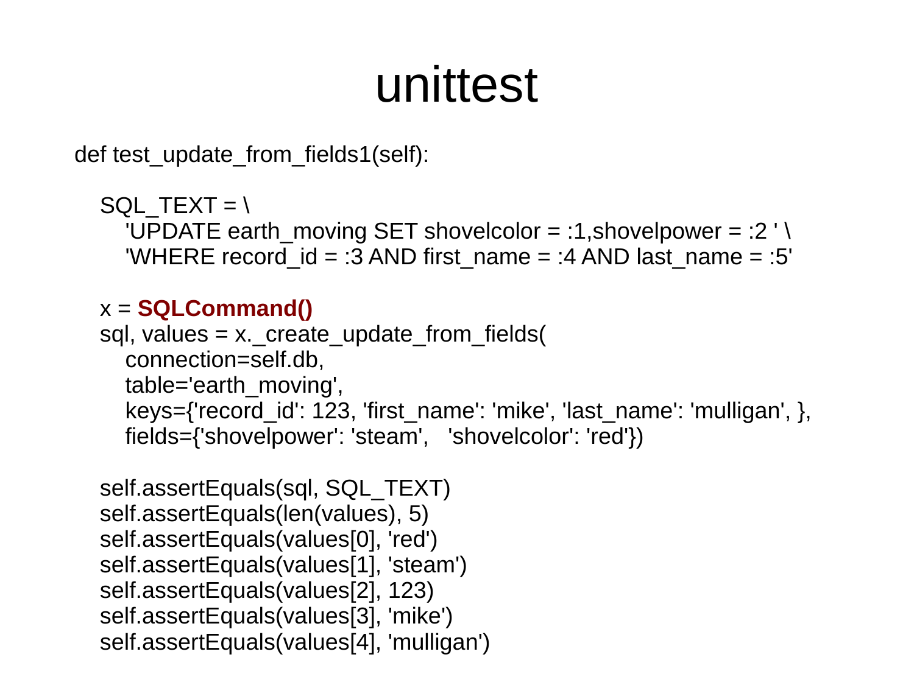# unittest

```
def test_update_from_fields1(self):

    SQL_TEXT = \
        'UPDATE earth_moving SET shovelcolor = :1,shovelpower = :2 ' \
        'WHERE record_id = :3 AND first_name = :4 AND last_name = :5'

    x = SQLCommand()
    sql, values = x._create_update_from_fields(
        connection=self.db,
        table='earth_moving',
        keys={'record_id': 123, 'first_name': 'mike', 'last_name': 'mulligan', },
        fields={'shovelpower': 'steam',   'shovelcolor': 'red'})

    self.assertEquals(sql, SQL_TEXT)
    self.assertEquals(len(values), 5)
    self.assertEquals(values[0], 'red')
    self.assertEquals(values[1], 'steam')
    self.assertEquals(values[2], 123)
    self.assertEquals(values[3], 'mike')
    self.assertEquals(values[4], 'mulligan')
```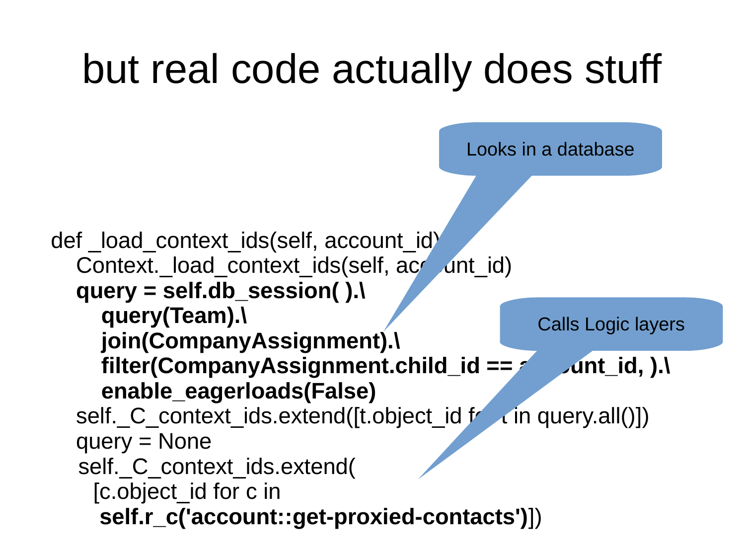# but real code actually does stuff

Looks in a database

Calls Logic layers

```
def _load_context_ids(self, account_id):
    Context._load_context_ids(self, account_id)
    query = self.db_session( ).\
        query(Team).\
        join(CompanyAssignment).\
        filter(CompanyAssignment.child_id == account_id, ).\
        enable_eagerloads(False)
    self._C_context_ids.extend([t.object_id for t in query.all()])
    query = None
    self._C_context_ids.extend(
        [c.object_id for c in
         self.r_c('account::get-proxied-contacts')])
```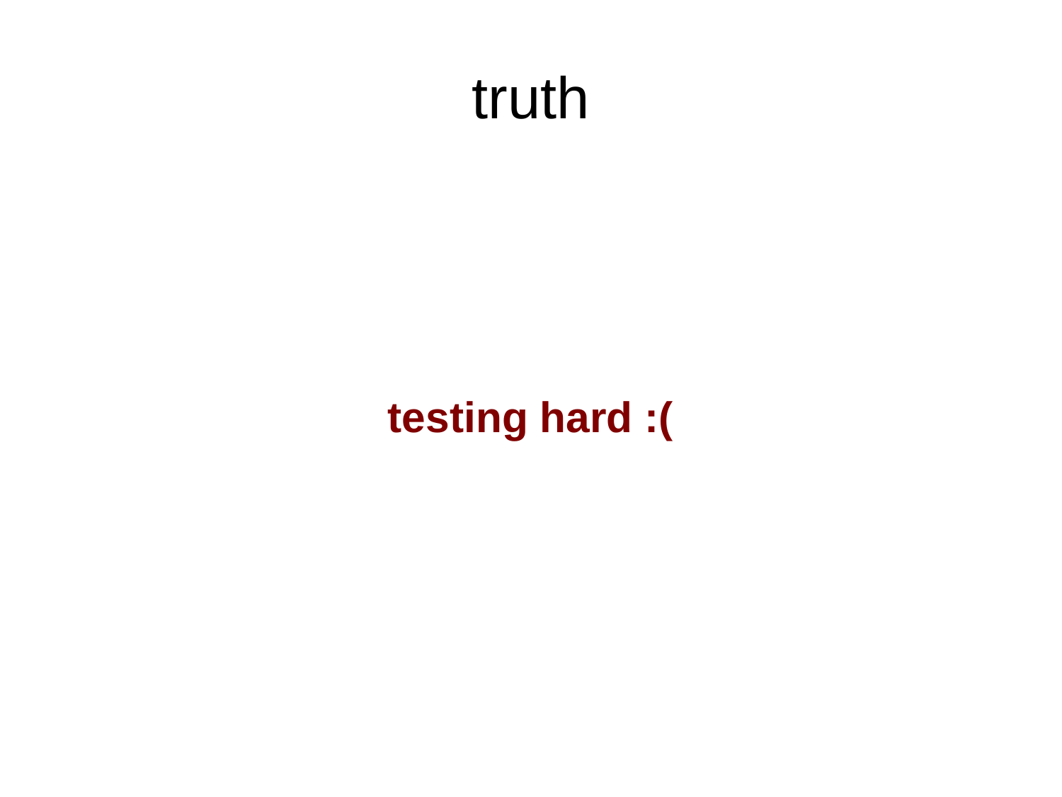# truth

**testing hard :(**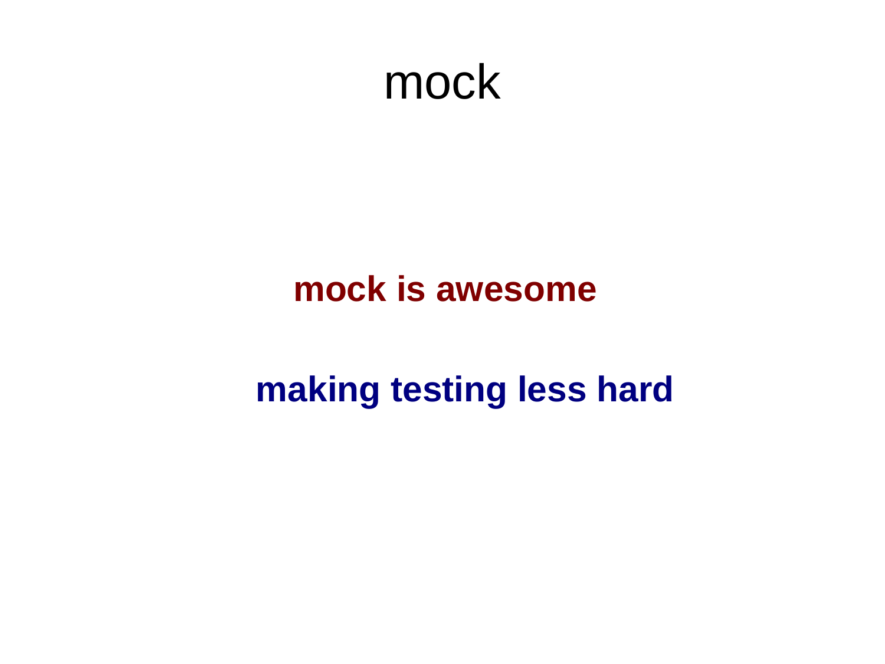# mock

**mock is awesome**

**making testing less hard**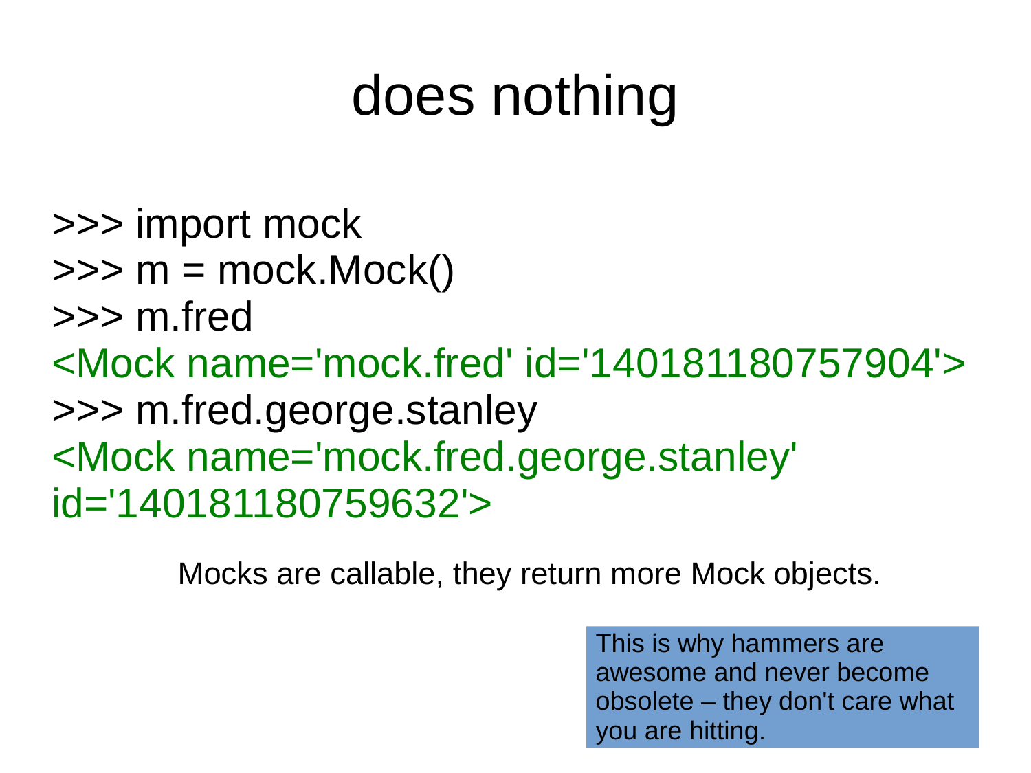# does nothing

```
>>> import mock
>>> m = mock.Mock()
>>> m.fred
<Mock name='mock.fred' id='140181180757904'>
>>> m.fred.george.stanley
<Mock name='mock.fred.george.stanley' id='140181180759632'>
```

Mocks are callable, they return more Mock objects.

> This is why hammers are awesome and never become obsolete – they don't care what you are hitting.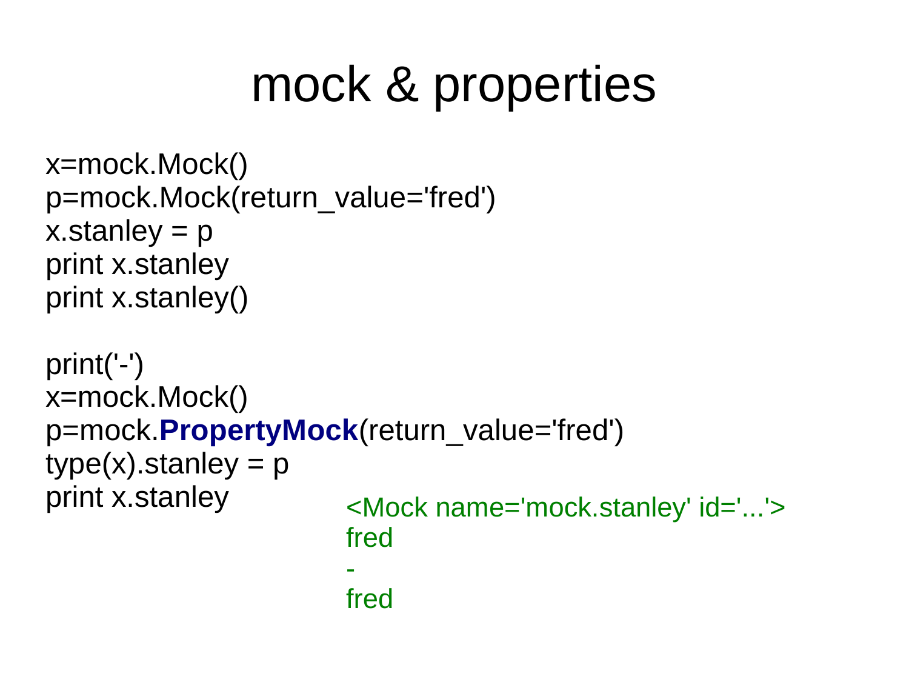# mock & properties

```
x=mock.Mock()
p=mock.Mock(return_value='fred')
x.stanley = p
print x.stanley
print x.stanley()

print('-')
x=mock.Mock()
p=mock.PropertyMock(return_value='fred')
type(x).stanley = p
print x.stanley
```

```
<Mock name='mock.stanley' id='...'>
fred
-
fred
```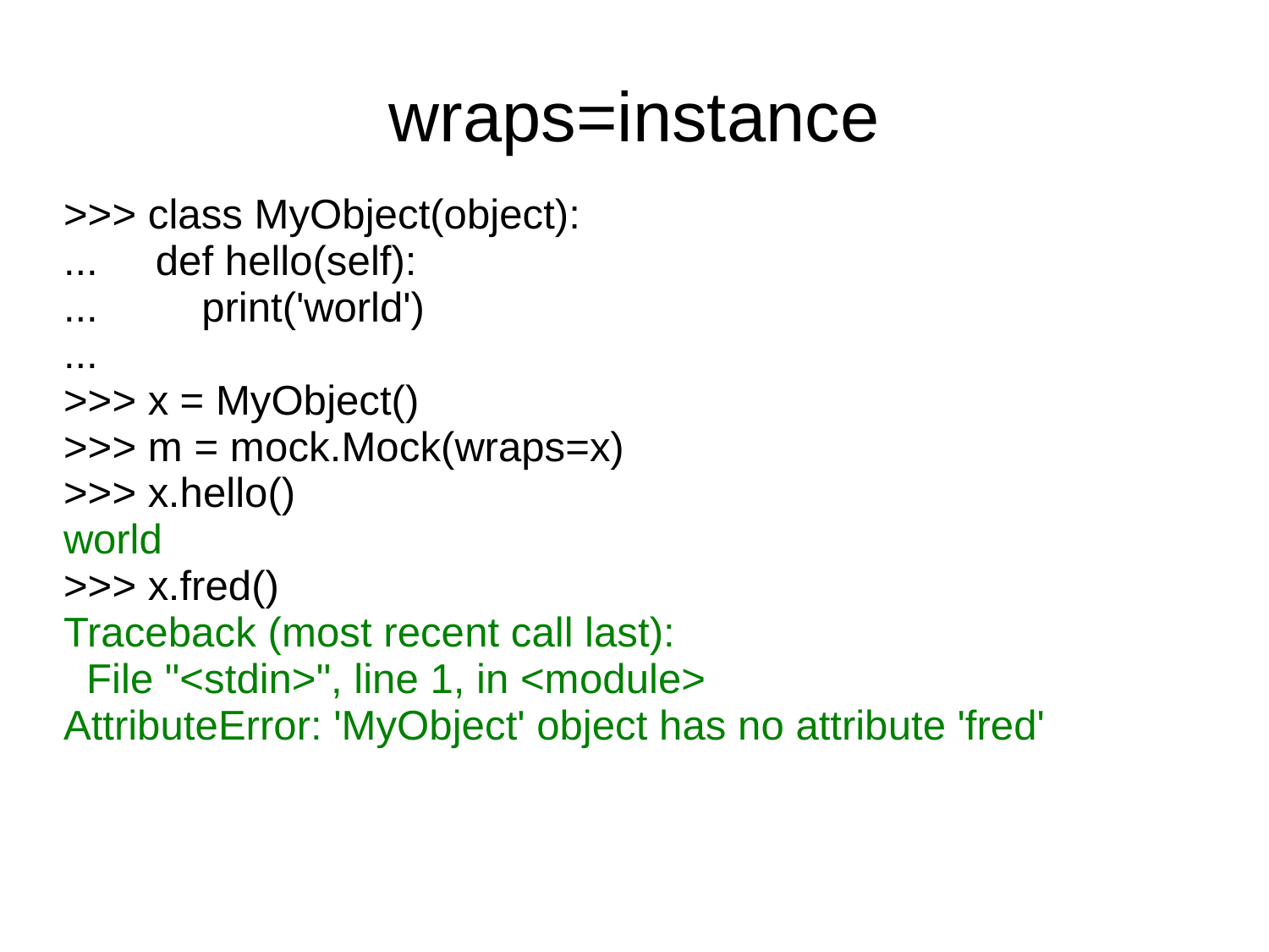# wraps=instance

```
>>> class MyObject(object):
...     def hello(self):
...         print('world')
...
>>> x = MyObject()
>>> m = mock.Mock(wraps=x)
>>> x.hello()
world
>>> x.fred()
Traceback (most recent call last):
  File "<stdin>", line 1, in <module>
AttributeError: 'MyObject' object has no attribute 'fred'
```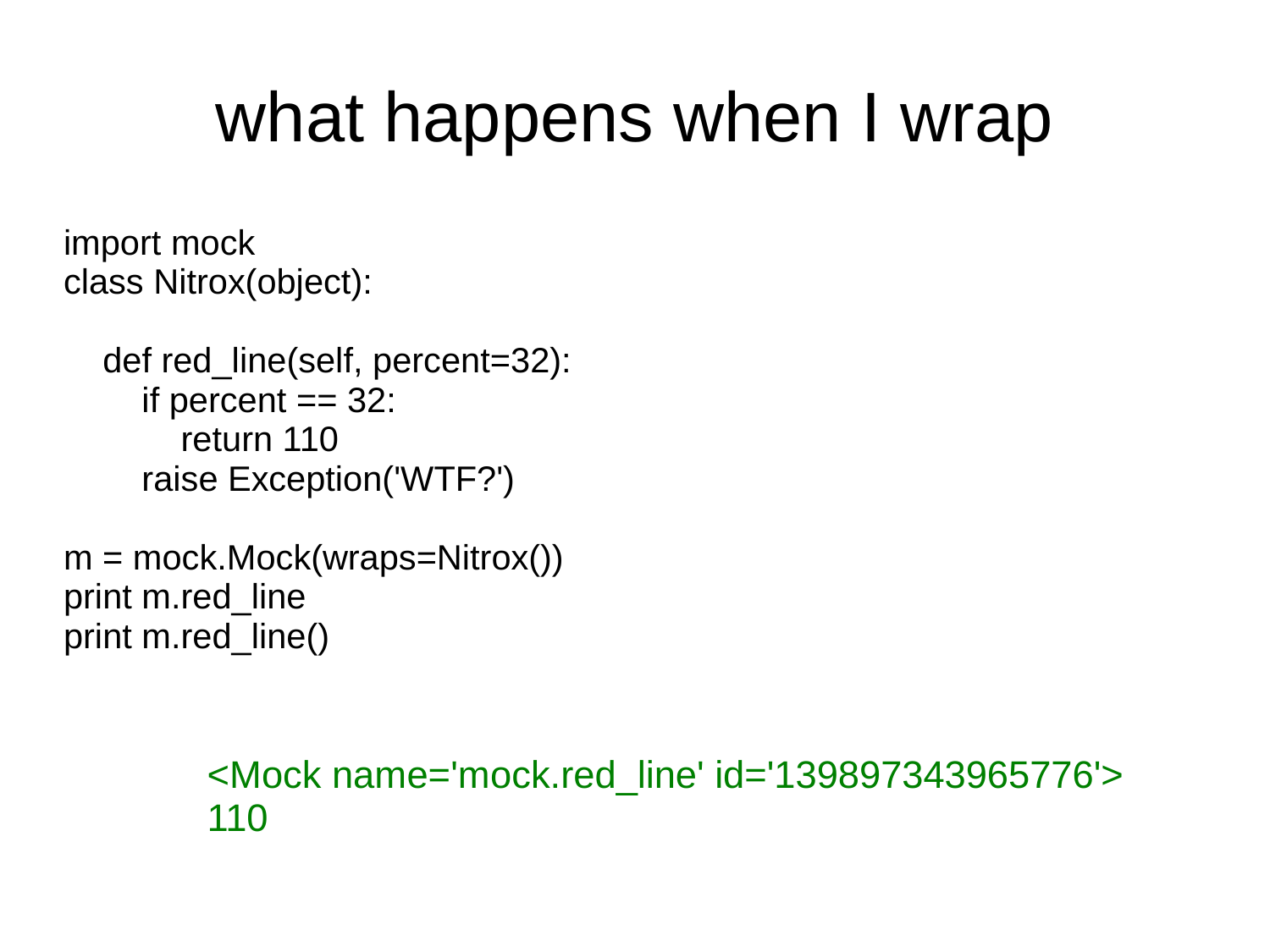# what happens when I wrap

```
import mock
class Nitrox(object):

    def red_line(self, percent=32):
        if percent == 32:
            return 110
        raise Exception('WTF?')

m = mock.Mock(wraps=Nitrox())
print m.red_line
print m.red_line()
```

```
<Mock name='mock.red_line' id='139897343965776'>
110
```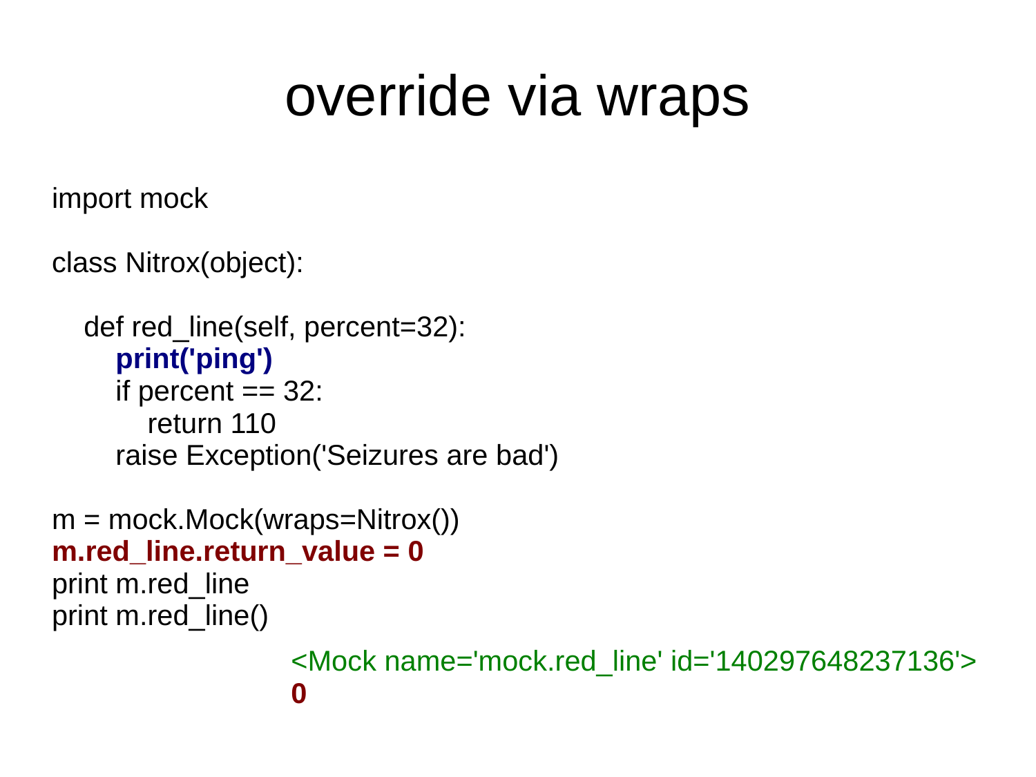# override via wraps

```
import mock

class Nitrox(object):

    def red_line(self, percent=32):
        print('ping')
        if percent == 32:
            return 110
        raise Exception('Seizures are bad')

m = mock.Mock(wraps=Nitrox())
m.red_line.return_value = 0
print m.red_line
print m.red_line()
```

```
<Mock name='mock.red_line' id='140297648237136'>
0
```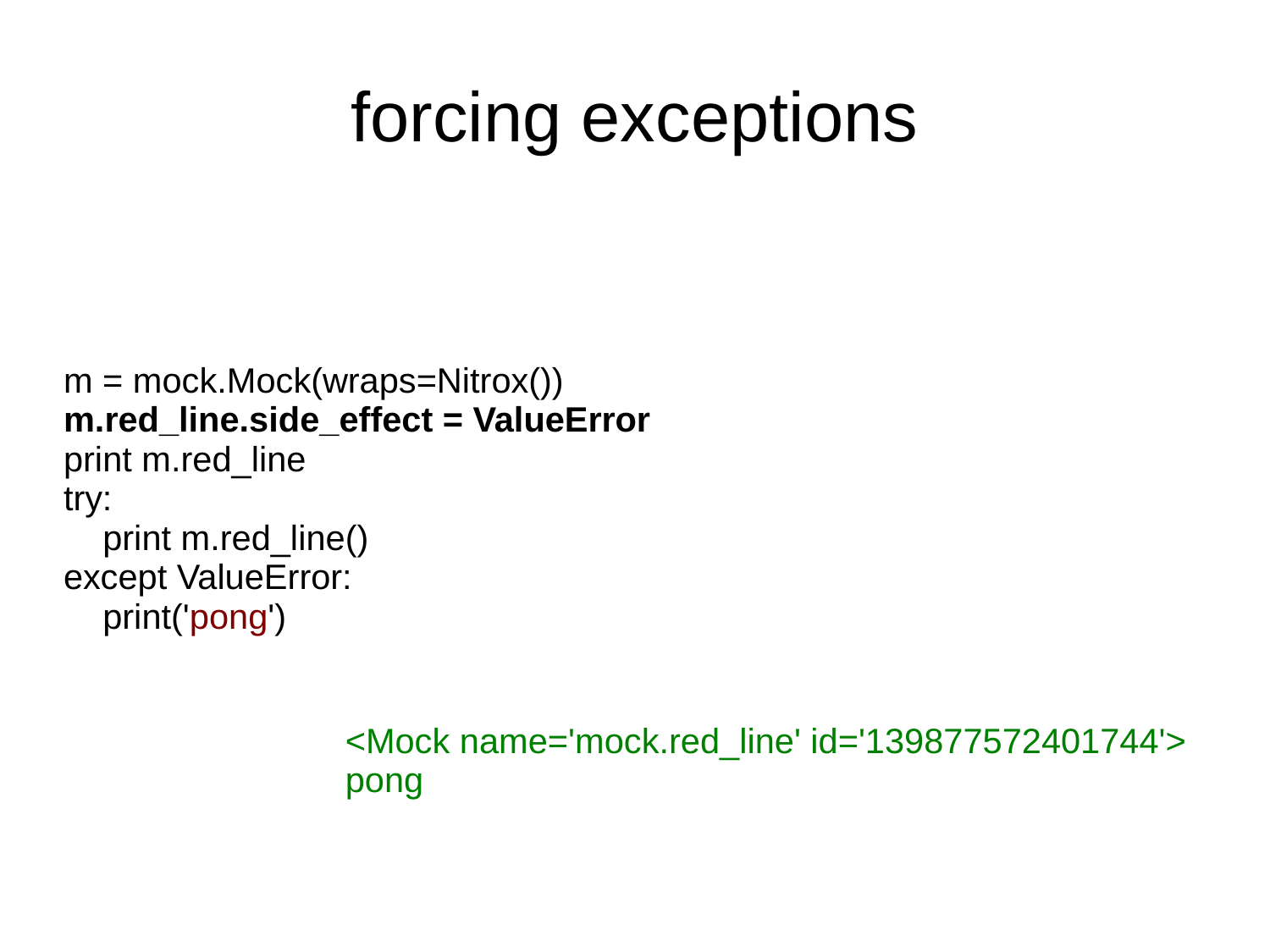# forcing exceptions

```
m = mock.Mock(wraps=Nitrox())
m.red_line.side_effect = ValueError
print m.red_line
try:
   print m.red_line()
except ValueError:
   print('pong')
```

```
<Mock name='mock.red_line' id='139877572401744'>
pong
```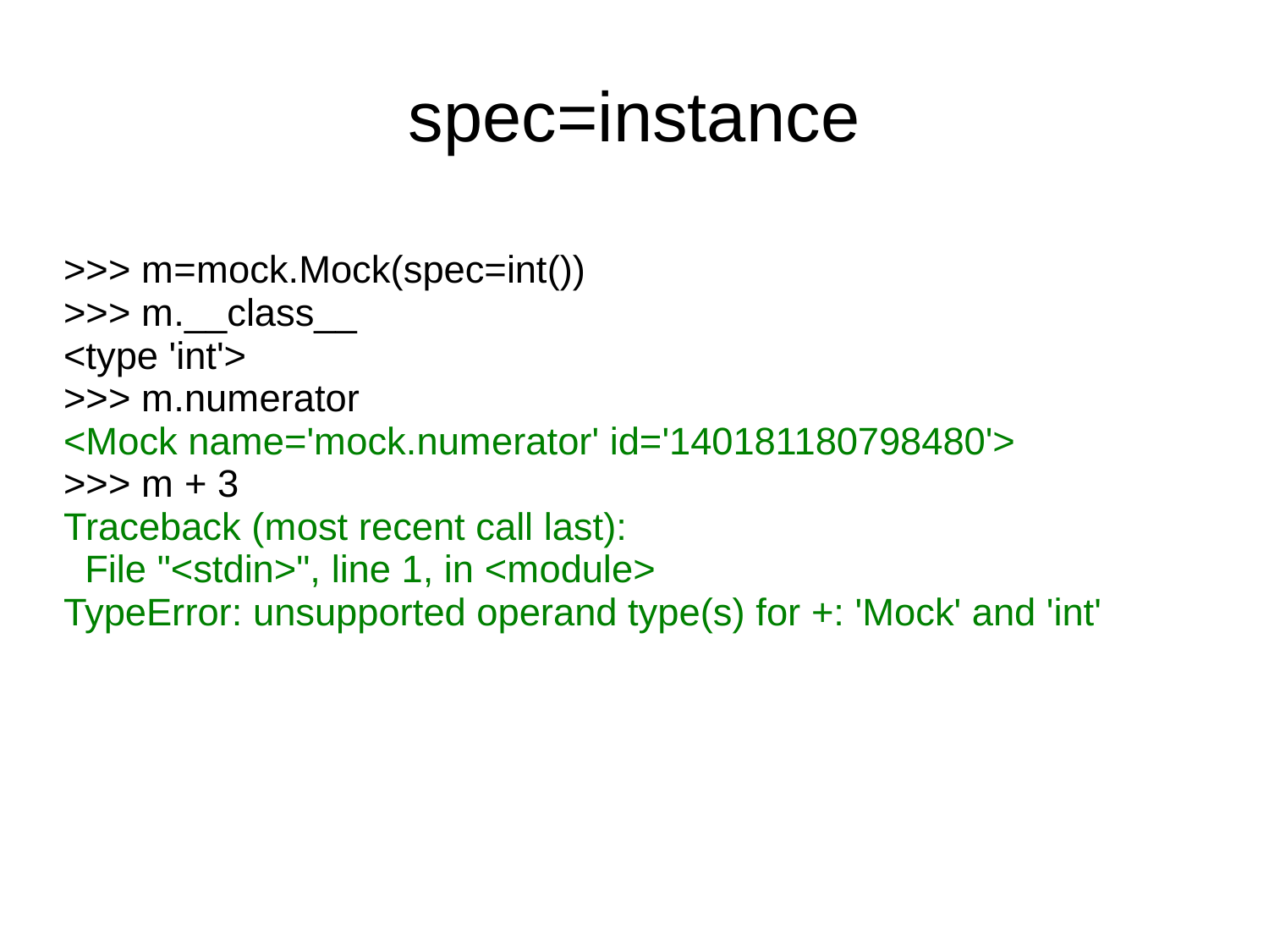# spec=instance

```
>>> m=mock.Mock(spec=int())
>>> m.__class__
<type 'int'>
>>> m.numerator
<Mock name='mock.numerator' id='140181180798480'>
>>> m + 3
Traceback (most recent call last):
  File "<stdin>", line 1, in <module>
TypeError: unsupported operand type(s) for +: 'Mock' and 'int'
```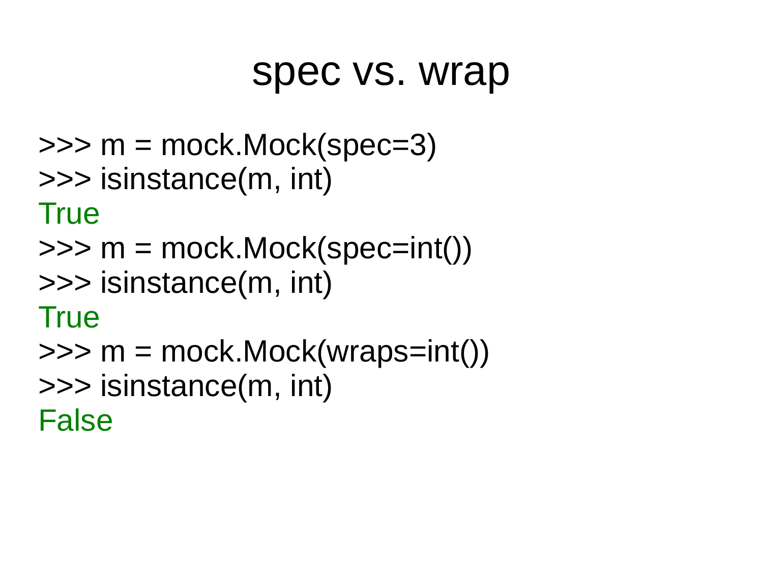# spec vs. wrap

```
>>> m = mock.Mock(spec=3)
>>> isinstance(m, int)
True
>>> m = mock.Mock(spec=int())
>>> isinstance(m, int)
True
>>> m = mock.Mock(wraps=int())
>>> isinstance(m, int)
False
```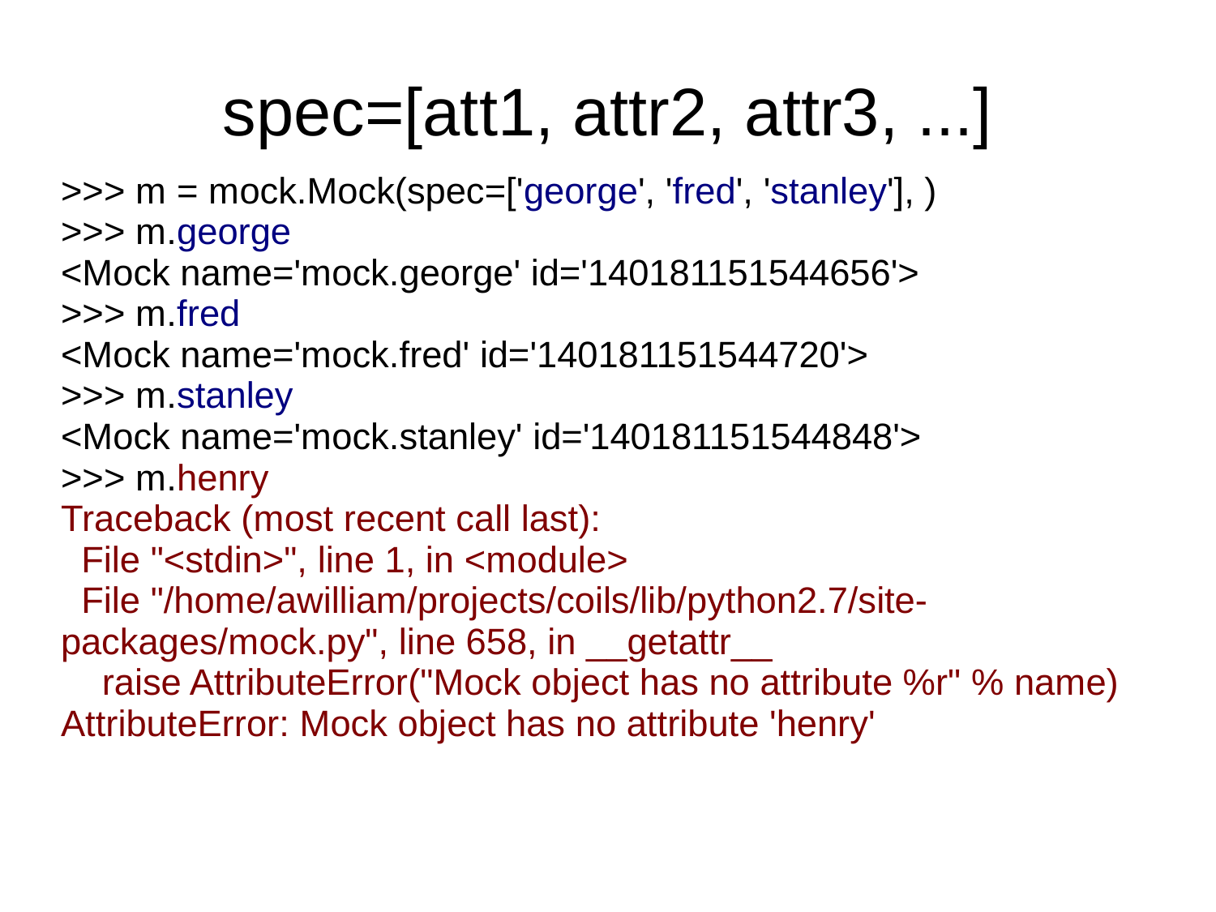# spec=[att1, attr2, attr3, ...]

```
>>> m = mock.Mock(spec=['george', 'fred', 'stanley'], )
>>> m.george
<Mock name='mock.george' id='140181151544656'>
>>> m.fred
<Mock name='mock.fred' id='140181151544720'>
>>> m.stanley
<Mock name='mock.stanley' id='140181151544848'>
>>> m.henry
Traceback (most recent call last):
  File "<stdin>", line 1, in <module>
  File "/home/awilliam/projects/coils/lib/python2.7/site-packages/mock.py", line 658, in __getattr__
    raise AttributeError("Mock object has no attribute %r" % name)
AttributeError: Mock object has no attribute 'henry'
```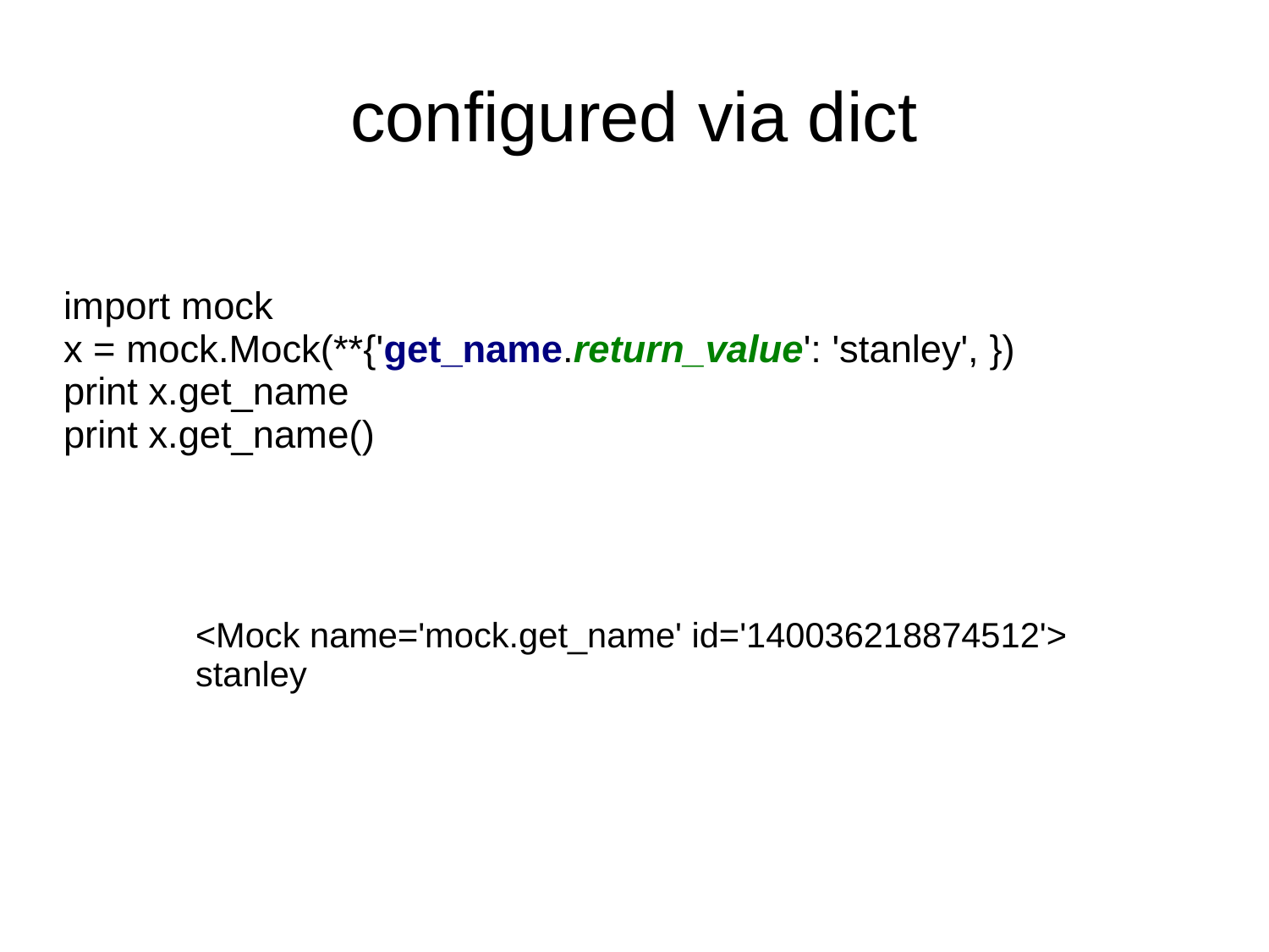# configured via dict

```
import mock
x = mock.Mock(**{'get_name.return_value': 'stanley', })
print x.get_name
print x.get_name()
```

```
<Mock name='mock.get_name' id='140036218874512'>
stanley
```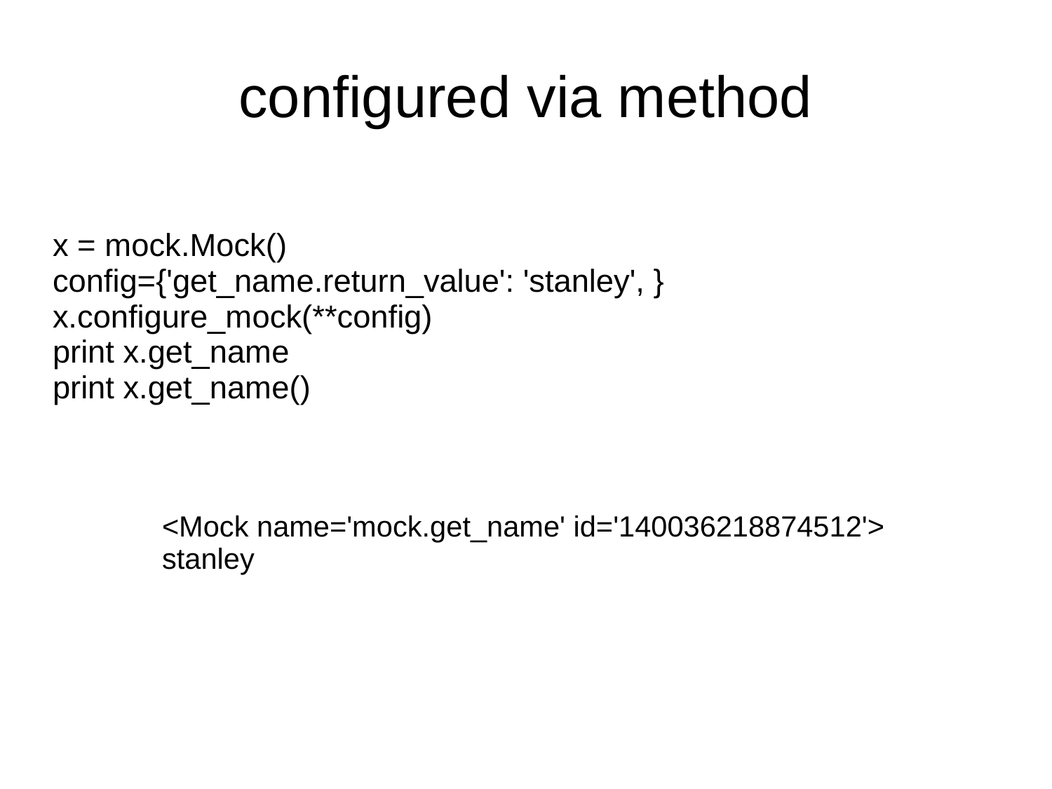# configured via method

```
x = mock.Mock()
config={'get_name.return_value': 'stanley', }
x.configure_mock(**config)
print x.get_name
print x.get_name()
```

```
<Mock name='mock.get_name' id='140036218874512'>
stanley
```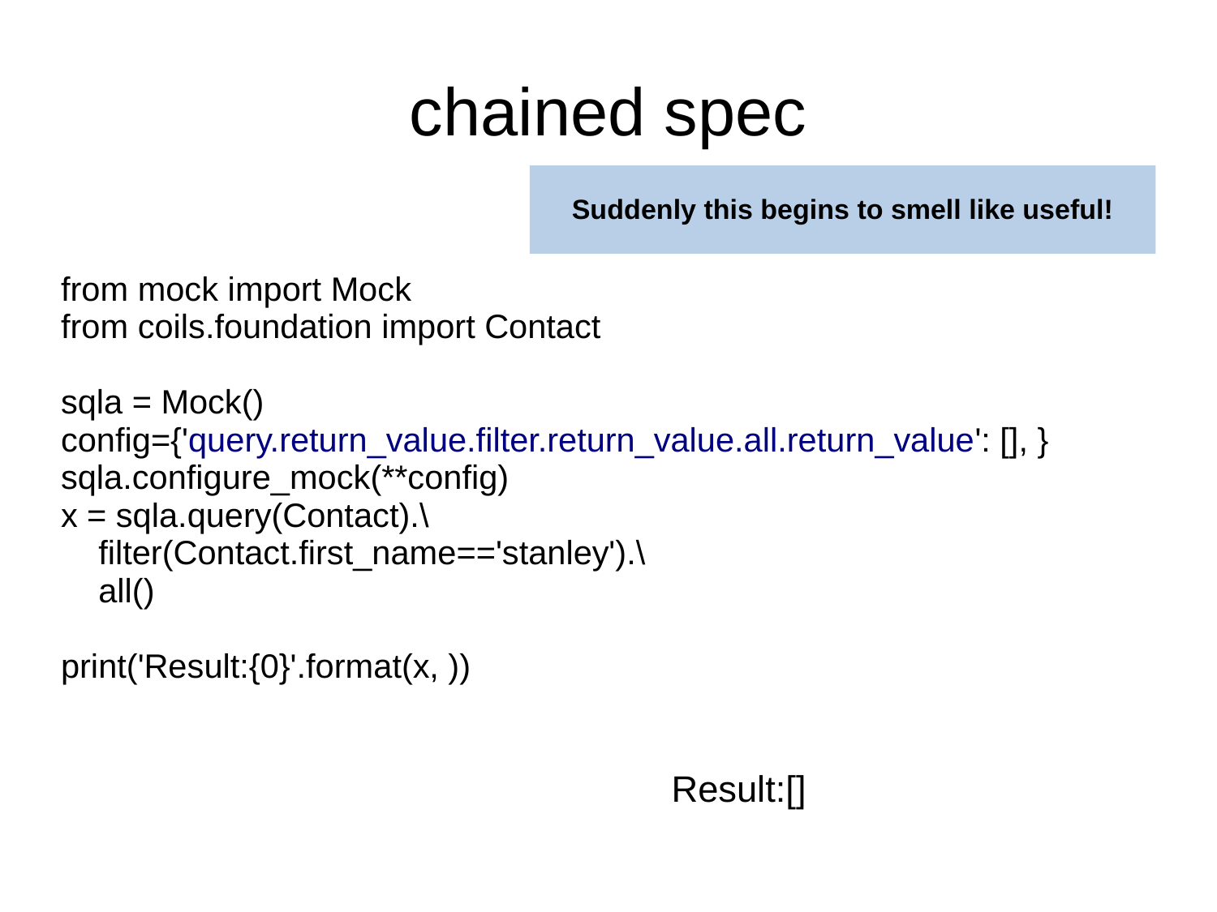# chained spec

**Suddenly this begins to smell like useful!**

```
from mock import Mock
from coils.foundation import Contact

sqla = Mock()
config={'query.return_value.filter.return_value.all.return_value': [], }
sqla.configure_mock(**config)
x = sqla.query(Contact).\
    filter(Contact.first_name=='stanley').\
    all()

print('Result:{0}'.format(x, ))
```

```
Result:[]
```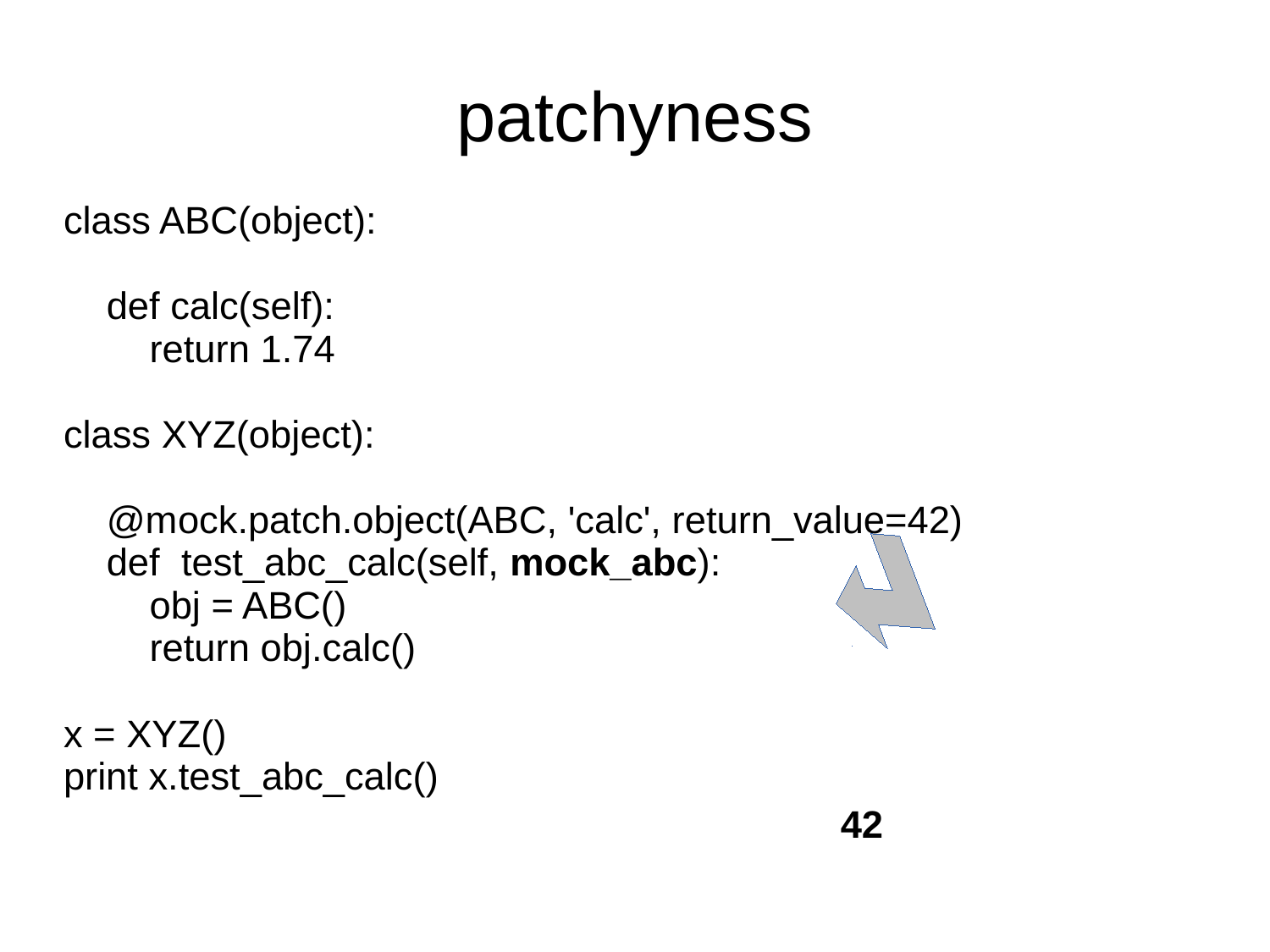# patchyness

```
class ABC(object):

    def calc(self):
        return 1.74

class XYZ(object):

    @mock.patch.object(ABC, 'calc', return_value=42)
    def  test_abc_calc(self, mock_abc):
        obj = ABC()
        return obj.calc()

x = XYZ()
print x.test_abc_calc()
```

**42**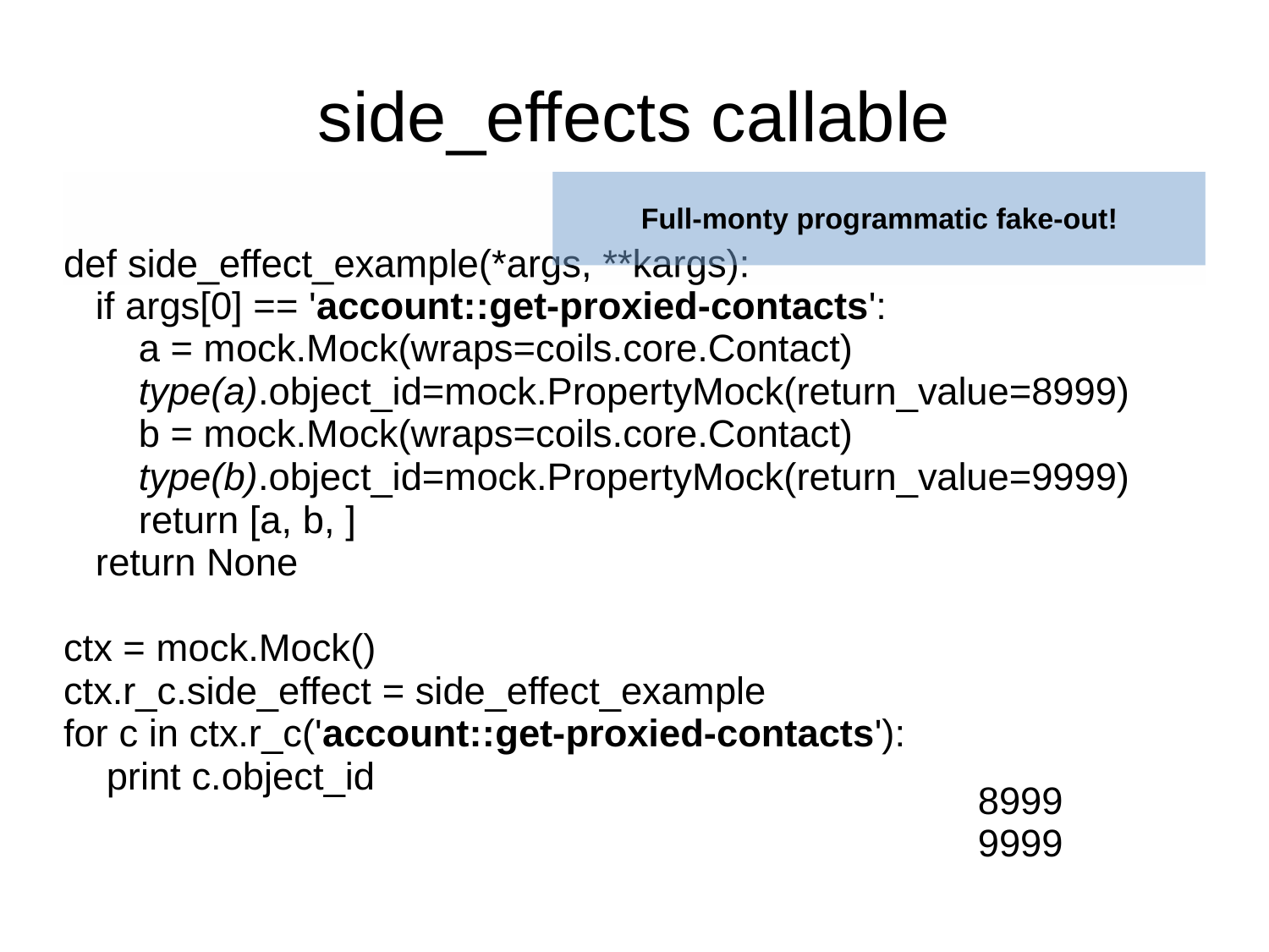# side_effects callable

**Full-monty programmatic fake-out!**

```
def side_effect_example(*args, **kargs):
   if args[0] == 'account::get-proxied-contacts':
       a = mock.Mock(wraps=coils.core.Contact)
       type(a).object_id=mock.PropertyMock(return_value=8999)
       b = mock.Mock(wraps=coils.core.Contact)
       type(b).object_id=mock.PropertyMock(return_value=9999)
       return [a, b, ]
   return None

ctx = mock.Mock()
ctx.r_c.side_effect = side_effect_example
for c in ctx.r_c('account::get-proxied-contacts'):
    print c.object_id
```

```
8999
9999
```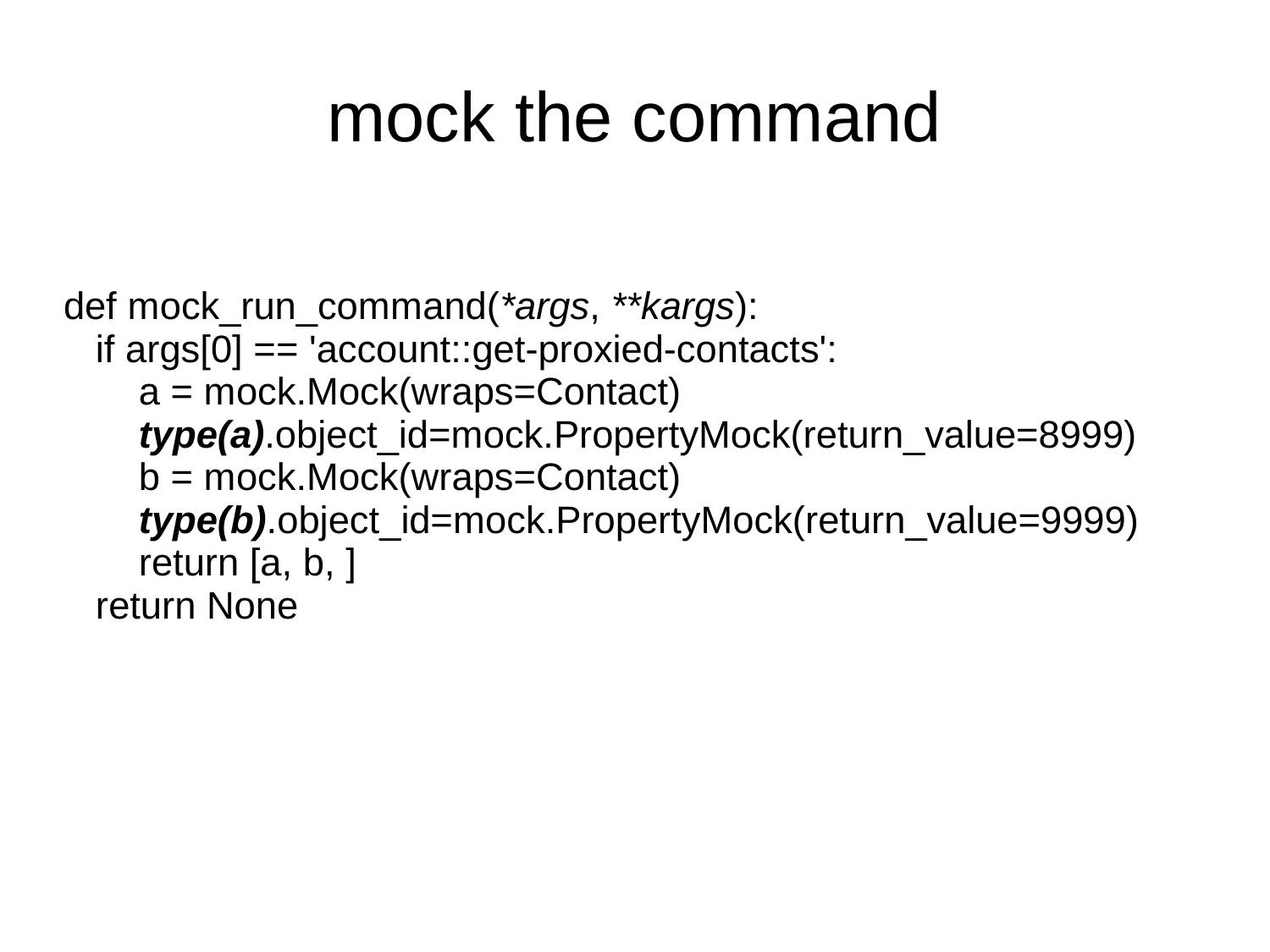# mock the command

```
def mock_run_command(*args, **kargs):
    if args[0] == 'account::get-proxied-contacts':
        a = mock.Mock(wraps=Contact)
        type(a).object_id=mock.PropertyMock(return_value=8999)
        b = mock.Mock(wraps=Contact)
        type(b).object_id=mock.PropertyMock(return_value=9999)
        return [a, b, ]
    return None
```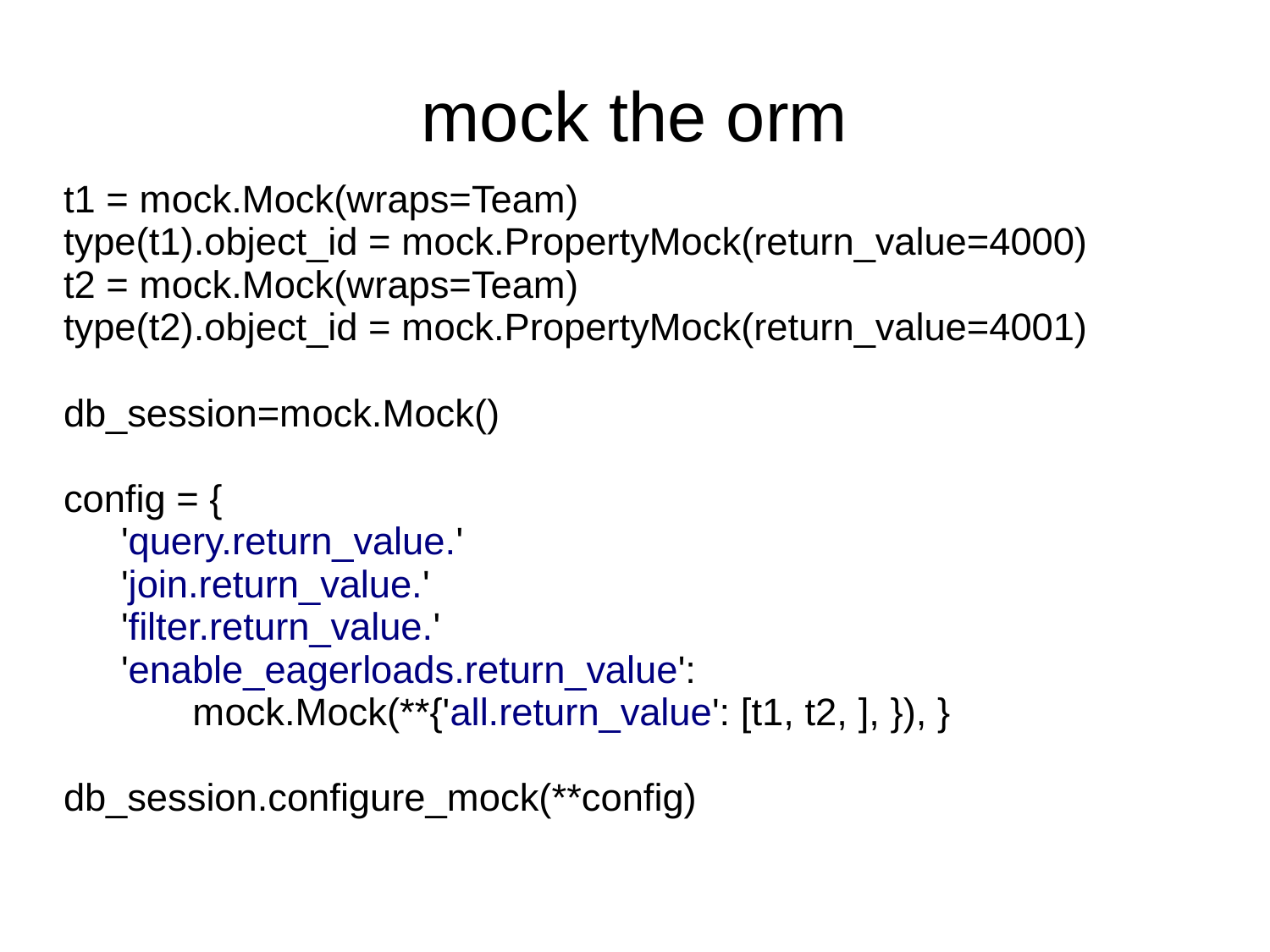# mock the orm

```
t1 = mock.Mock(wraps=Team)
type(t1).object_id = mock.PropertyMock(return_value=4000)
t2 = mock.Mock(wraps=Team)
type(t2).object_id = mock.PropertyMock(return_value=4001)

db_session=mock.Mock()

config = {
    'query.return_value.'
    'join.return_value.'
    'filter.return_value.'
    'enable_eagerloads.return_value':
          mock.Mock(**{'all.return_value': [t1, t2, ], }), }

db_session.configure_mock(**config)
```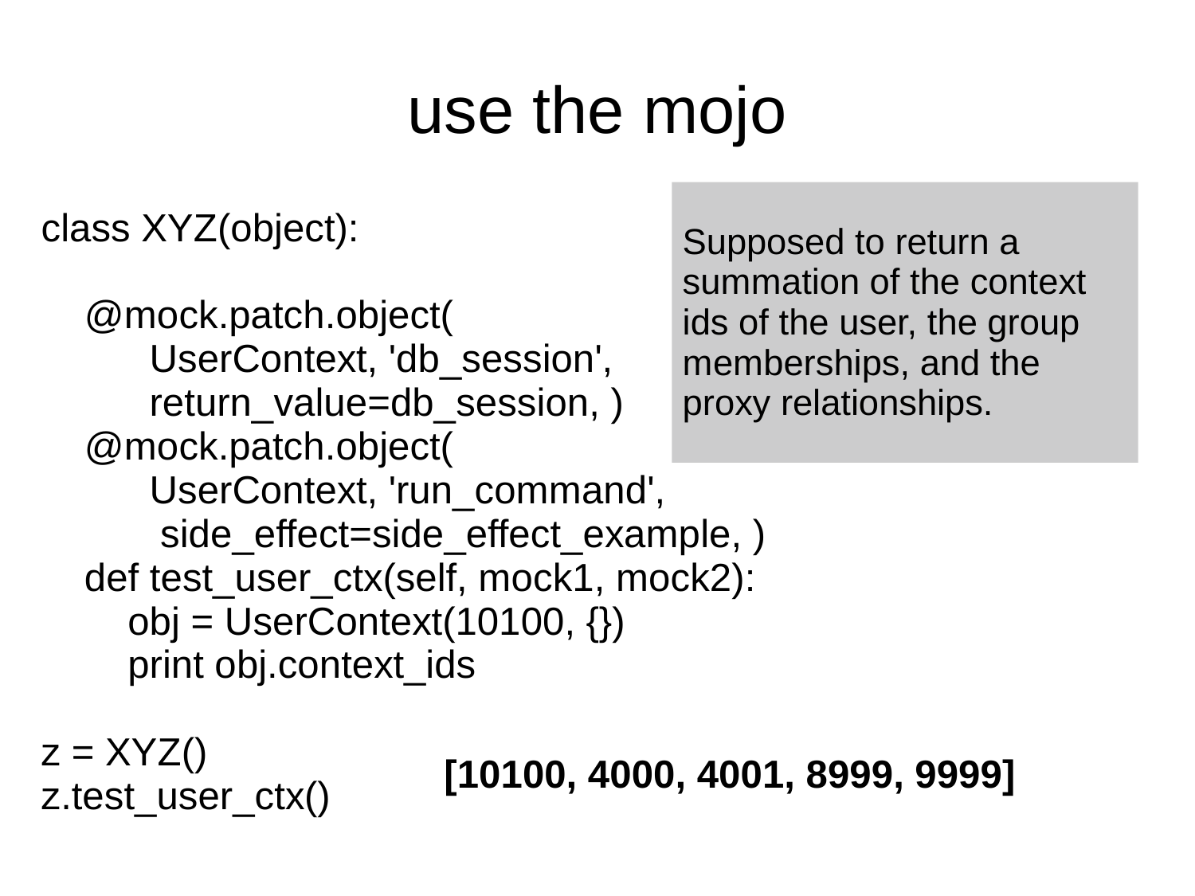# use the mojo

```
class XYZ(object):

    @mock.patch.object(
          UserContext, 'db_session',
          return_value=db_session, )
    @mock.patch.object(
          UserContext, 'run_command',
           side_effect=side_effect_example, )
    def test_user_ctx(self, mock1, mock2):
        obj = UserContext(10100, {})
        print obj.context_ids

z = XYZ()
z.test_user_ctx()
```

Supposed to return a summation of the context ids of the user, the group memberships, and the proxy relationships.

**[10100, 4000, 4001, 8999, 9999]**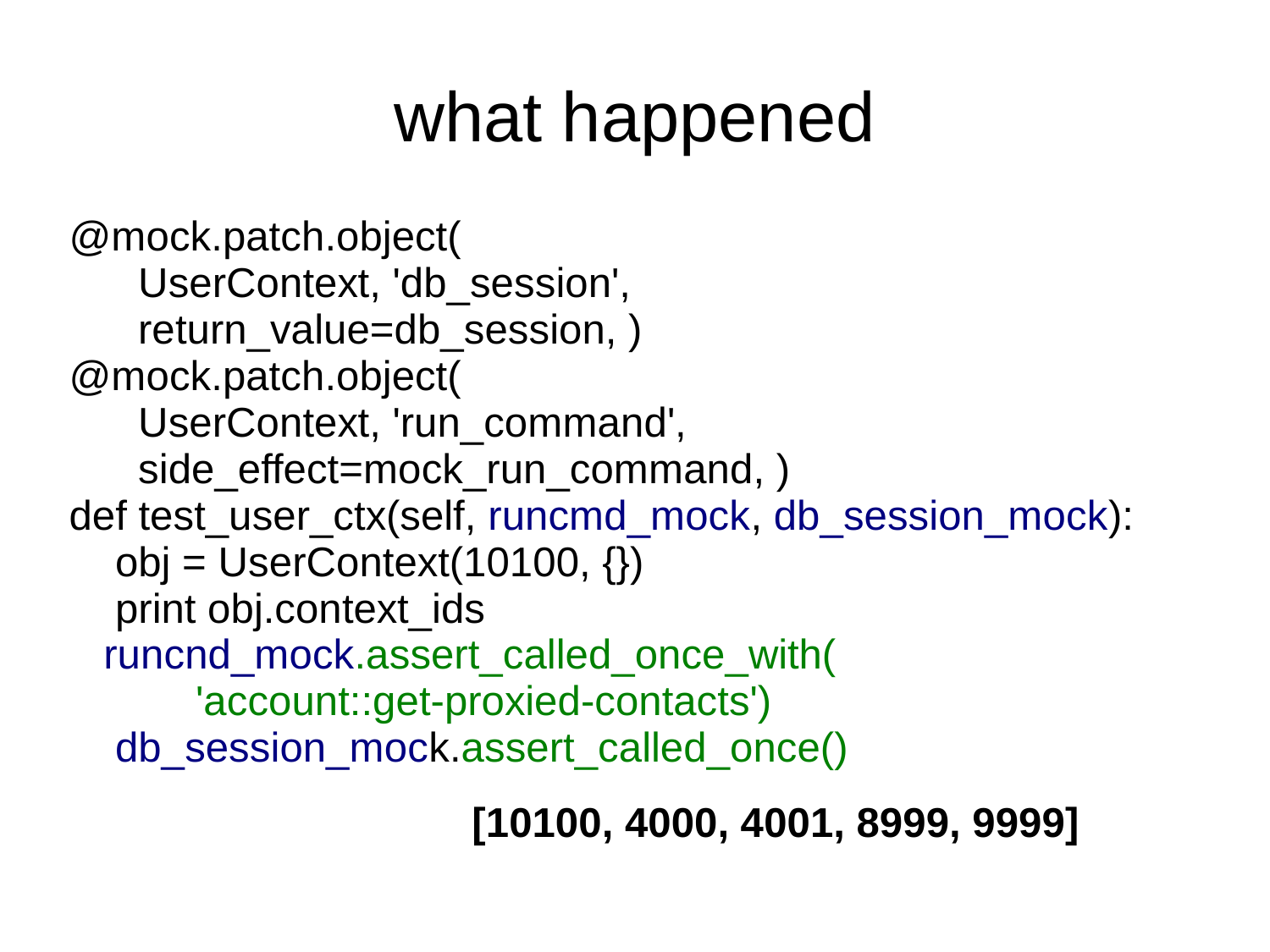# what happened

```
@mock.patch.object(
    UserContext, 'db_session',
    return_value=db_session, )
@mock.patch.object(
    UserContext, 'run_command',
    side_effect=mock_run_command, )
def test_user_ctx(self, runcmd_mock, db_session_mock):
   obj = UserContext(10100, {})
   print obj.context_ids
  runcnd_mock.assert_called_once_with(
        'account::get-proxied-contacts')
   db_session_mock.assert_called_once()
```

**[10100, 4000, 4001, 8999, 9999]**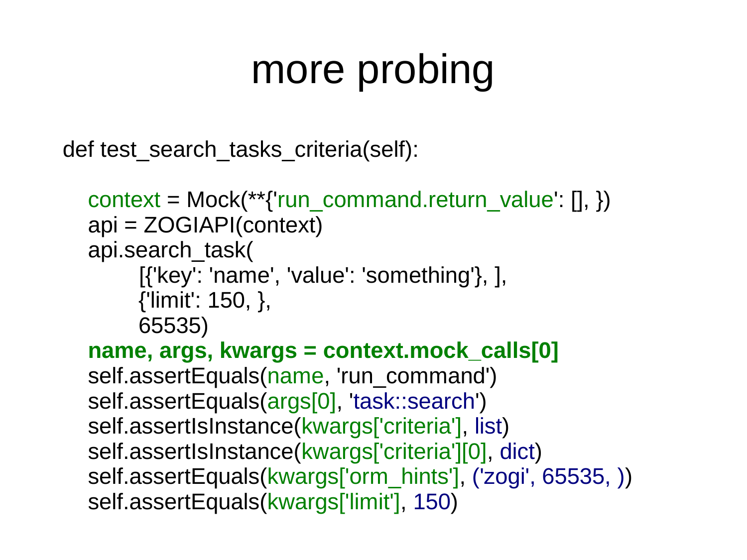# more probing

```
def test_search_tasks_criteria(self):

    context = Mock(**{'run_command.return_value': [], })
    api = ZOGIAPI(context)
    api.search_task(
            [{'key': 'name', 'value': 'something'}, ],
            {'limit': 150, },
            65535)
    name, args, kwargs = context.mock_calls[0]
    self.assertEquals(name, 'run_command')
    self.assertEquals(args[0], 'task::search')
    self.assertIsInstance(kwargs['criteria'], list)
    self.assertIsInstance(kwargs['criteria'][0], dict)
    self.assertEquals(kwargs['orm_hints'], ('zogi', 65535, ))
    self.assertEquals(kwargs['limit'], 150)
```